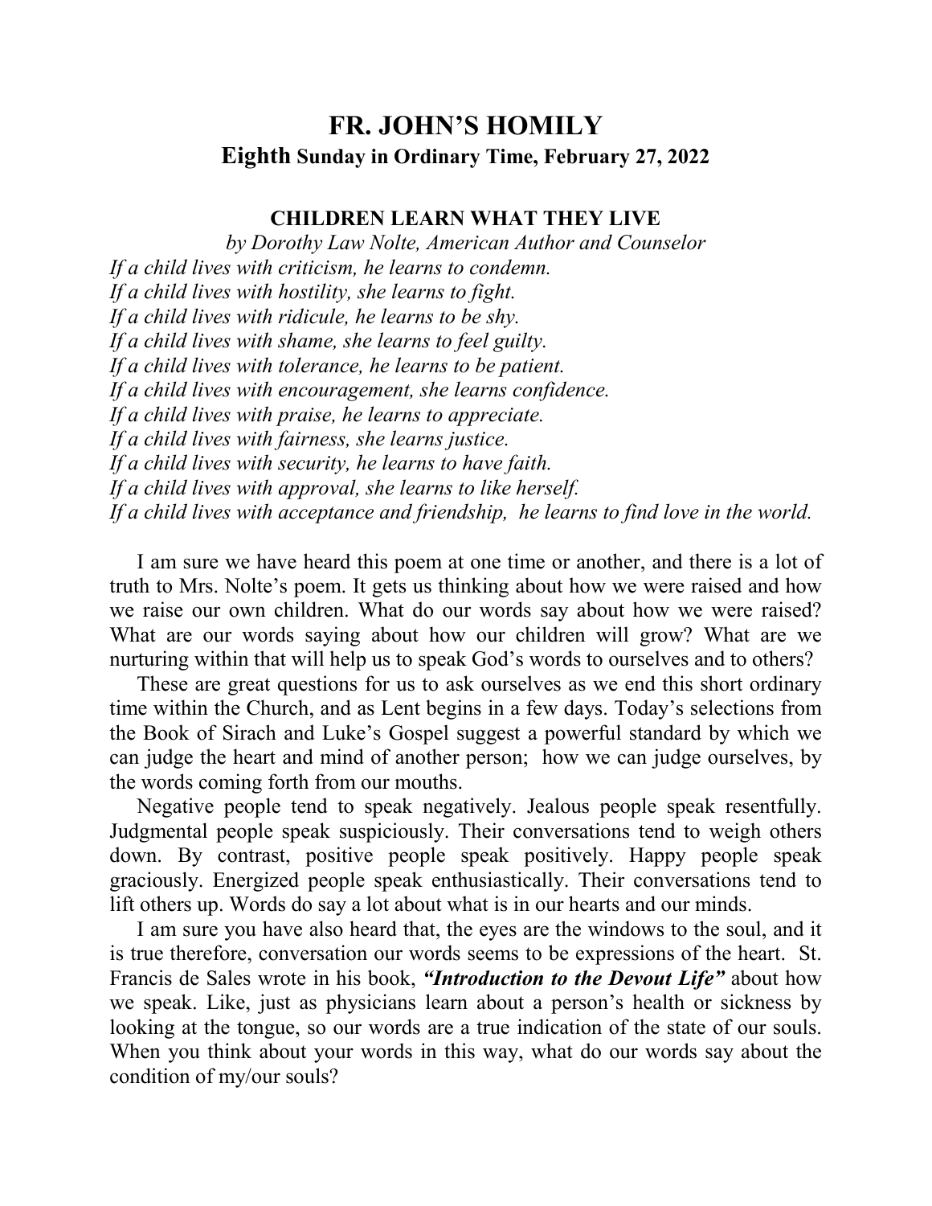# FR. JOHN'S HOMILY

## Eighth Sunday in Ordinary Time, February 27, 2022

### CHILDREN LEARN WHAT THEY LIVE

*by Dorothy Law Nolte, American Author and Counselor*

*If a child lives with criticism, he learns to condemn.*
*If a child lives with hostility, she learns to fight.*
*If a child lives with ridicule, he learns to be shy.*
*If a child lives with shame, she learns to feel guilty.*
*If a child lives with tolerance, he learns to be patient.*
*If a child lives with encouragement, she learns confidence.*
*If a child lives with praise, he learns to appreciate.*
*If a child lives with fairness, she learns justice.*
*If a child lives with security, he learns to have faith.*
*If a child lives with approval, she learns to like herself.*
*If a child lives with acceptance and friendship, he learns to find love in the world.*

I am sure we have heard this poem at one time or another, and there is a lot of truth to Mrs. Nolte's poem. It gets us thinking about how we were raised and how we raise our own children. What do our words say about how we were raised? What are our words saying about how our children will grow? What are we nurturing within that will help us to speak God's words to ourselves and to others?

These are great questions for us to ask ourselves as we end this short ordinary time within the Church, and as Lent begins in a few days. Today's selections from the Book of Sirach and Luke's Gospel suggest a powerful standard by which we can judge the heart and mind of another person; how we can judge ourselves, by the words coming forth from our mouths.

Negative people tend to speak negatively. Jealous people speak resentfully. Judgmental people speak suspiciously. Their conversations tend to weigh others down. By contrast, positive people speak positively. Happy people speak graciously. Energized people speak enthusiastically. Their conversations tend to lift others up. Words do say a lot about what is in our hearts and our minds.

I am sure you have also heard that, the eyes are the windows to the soul, and it is true therefore, conversation our words seems to be expressions of the heart. St. Francis de Sales wrote in his book, ***"Introduction to the Devout Life"*** about how we speak. Like, just as physicians learn about a person's health or sickness by looking at the tongue, so our words are a true indication of the state of our souls. When you think about your words in this way, what do our words say about the condition of my/our souls?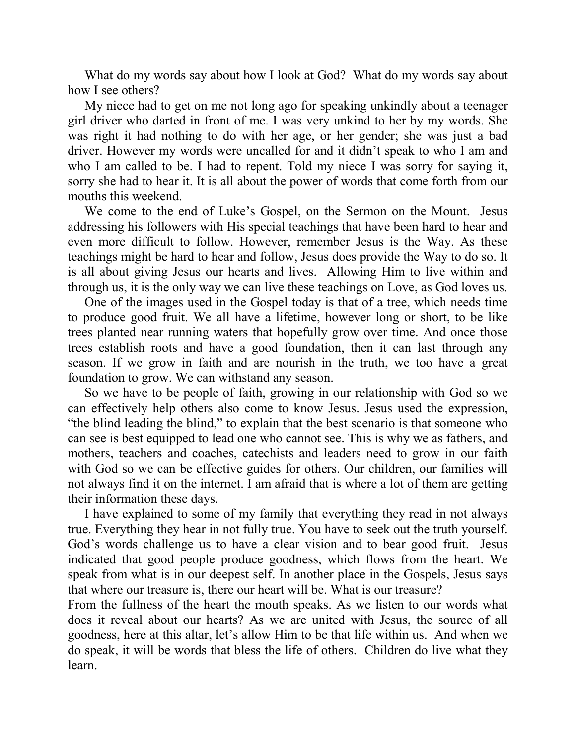What do my words say about how I look at God? What do my words say about how I see others?

My niece had to get on me not long ago for speaking unkindly about a teenager girl driver who darted in front of me. I was very unkind to her by my words. She was right it had nothing to do with her age, or her gender; she was just a bad driver. However my words were uncalled for and it didn't speak to who I am and who I am called to be. I had to repent. Told my niece I was sorry for saying it, sorry she had to hear it. It is all about the power of words that come forth from our mouths this weekend.

We come to the end of Luke's Gospel, on the Sermon on the Mount. Jesus addressing his followers with His special teachings that have been hard to hear and even more difficult to follow. However, remember Jesus is the Way. As these teachings might be hard to hear and follow, Jesus does provide the Way to do so. It is all about giving Jesus our hearts and lives. Allowing Him to live within and through us, it is the only way we can live these teachings on Love, as God loves us.

One of the images used in the Gospel today is that of a tree, which needs time to produce good fruit. We all have a lifetime, however long or short, to be like trees planted near running waters that hopefully grow over time. And once those trees establish roots and have a good foundation, then it can last through any season. If we grow in faith and are nourish in the truth, we too have a great foundation to grow. We can withstand any season.

So we have to be people of faith, growing in our relationship with God so we can effectively help others also come to know Jesus. Jesus used the expression, "the blind leading the blind," to explain that the best scenario is that someone who can see is best equipped to lead one who cannot see. This is why we as fathers, and mothers, teachers and coaches, catechists and leaders need to grow in our faith with God so we can be effective guides for others. Our children, our families will not always find it on the internet. I am afraid that is where a lot of them are getting their information these days.

I have explained to some of my family that everything they read in not always true. Everything they hear in not fully true. You have to seek out the truth yourself. God's words challenge us to have a clear vision and to bear good fruit. Jesus indicated that good people produce goodness, which flows from the heart. We speak from what is in our deepest self. In another place in the Gospels, Jesus says that where our treasure is, there our heart will be. What is our treasure?

From the fullness of the heart the mouth speaks. As we listen to our words what does it reveal about our hearts? As we are united with Jesus, the source of all goodness, here at this altar, let's allow Him to be that life within us. And when we do speak, it will be words that bless the life of others. Children do live what they learn.